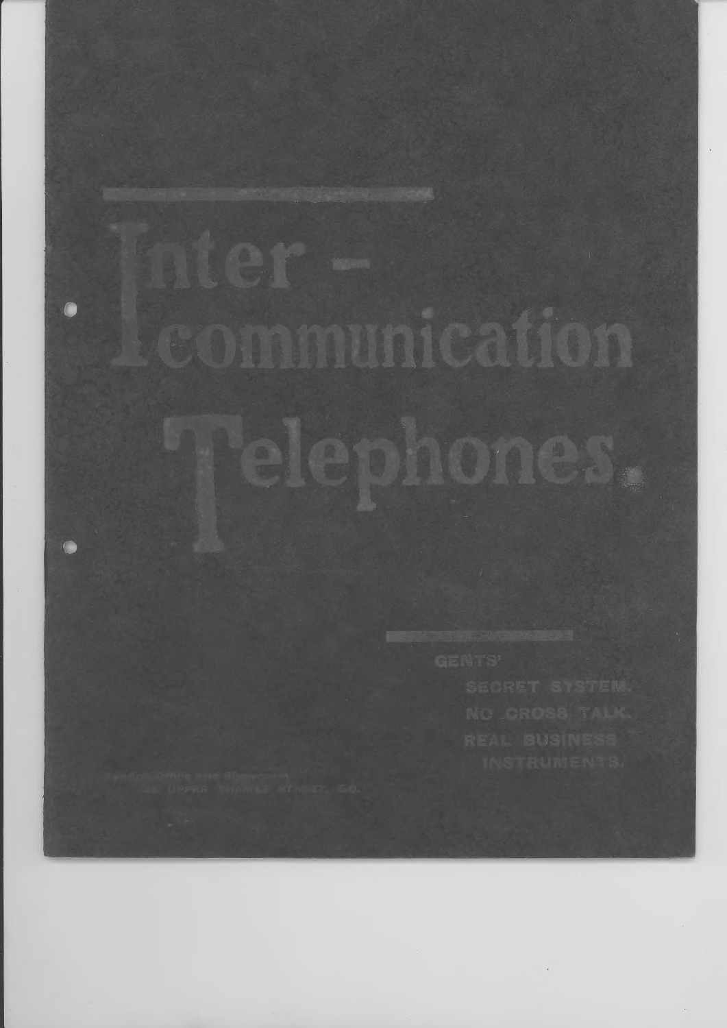# Inter-communication Telephones.

GENTS'

SECRET SYSTEM.
NO CROSS TALK.
REAL BUSINESS INSTRUMENTS.

London Office and Showroom
25, UPPER THAMES STREET, E.C.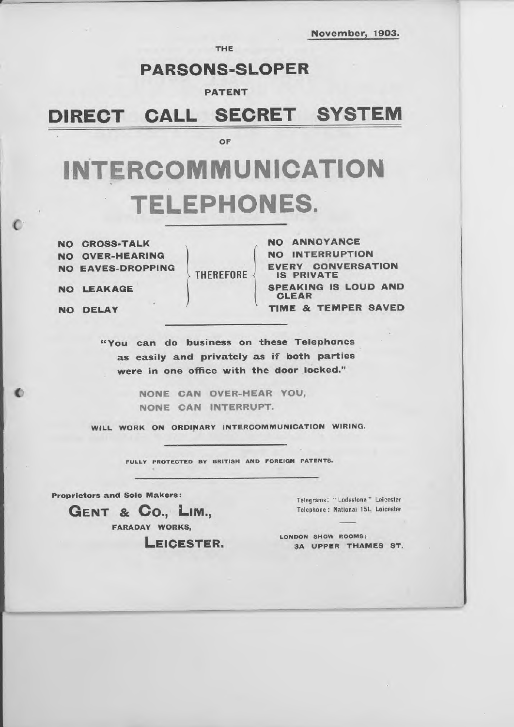November, 1903.

THE

## PARSONS-SLOPER

PATENT

# DIRECT CALL SECRET SYSTEM

OF

# INTERCOMMUNICATION TELEPHONES.

| | | |
|---|---|---|
| NO CROSS-TALK | | NO ANNOYANCE |
| NO OVER-HEARING | | NO INTERRUPTION |
| NO EAVES-DROPPING | THEREFORE | EVERY CONVERSATION IS PRIVATE |
| NO LEAKAGE | | SPEAKING IS LOUD AND CLEAR |
| NO DELAY | | TIME & TEMPER SAVED |

**"You can do business on these Telephones as easily and privately as if both parties were in one office with the door locked."**

NONE CAN OVER-HEAR YOU,
NONE CAN INTERRUPT.

WILL WORK ON ORDINARY INTERCOMMUNICATION WIRING.

FULLY PROTECTED BY BRITISH AND FOREIGN PATENTS.

Proprietors and Sole Makers:

**GENT & CO., LIM.,**
FARADAY WORKS,
**LEICESTER.**

Telegrams: "Lodestone" Leicester
Telephone: National 151, Leicester

LONDON SHOW ROOMS:
3A UPPER THAMES ST.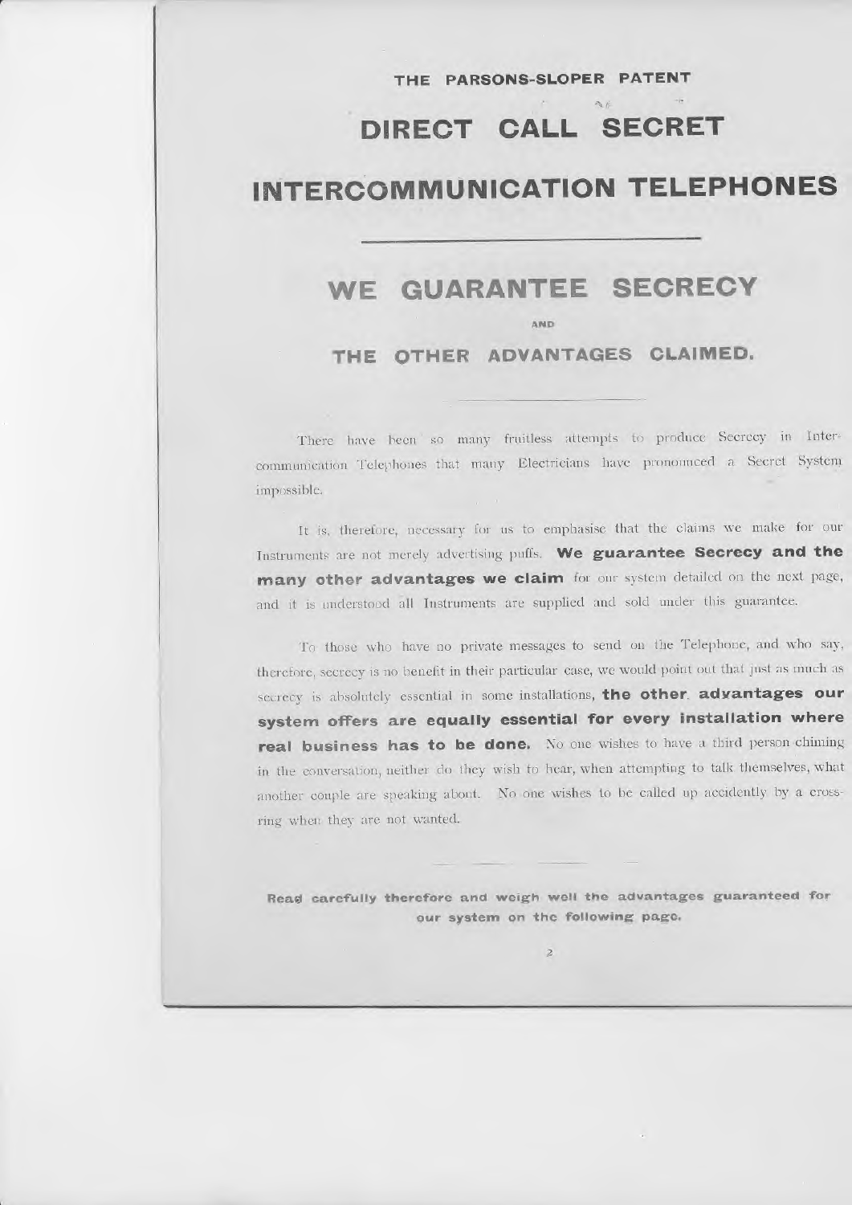THE PARSONS-SLOPER PATENT

# DIRECT CALL SECRET

# INTERCOMMUNICATION TELEPHONES

---

## WE GUARANTEE SECRECY

AND

### THE OTHER ADVANTAGES CLAIMED.

---

There have been so many fruitless attempts to produce Secrecy in Intercommunication Telephones that many Electricians have pronounced a Secret System impossible.

It is, therefore, necessary for us to emphasise that the claims we make for our Instruments are not merely advertising puffs. **We guarantee Secrecy and the many other advantages we claim** for our system detailed on the next page, and it is understood all Instruments are supplied and sold under this guarantee.

To those who have no private messages to send on the Telephone, and who say, therefore, secrecy is no benefit in their particular case, we would point out that just as much as secrecy is absolutely essential in some installations, **the other advantages our system offers are equally essential for every installation where real business has to be done.** No one wishes to have a third person chiming in the conversation, neither do they wish to hear, when attempting to talk themselves, what another couple are speaking about. No one wishes to be called up accidently by a cross-ring when they are not wanted.

---

**Read carefully therefore and weigh well the advantages guaranteed for our system on the following page.**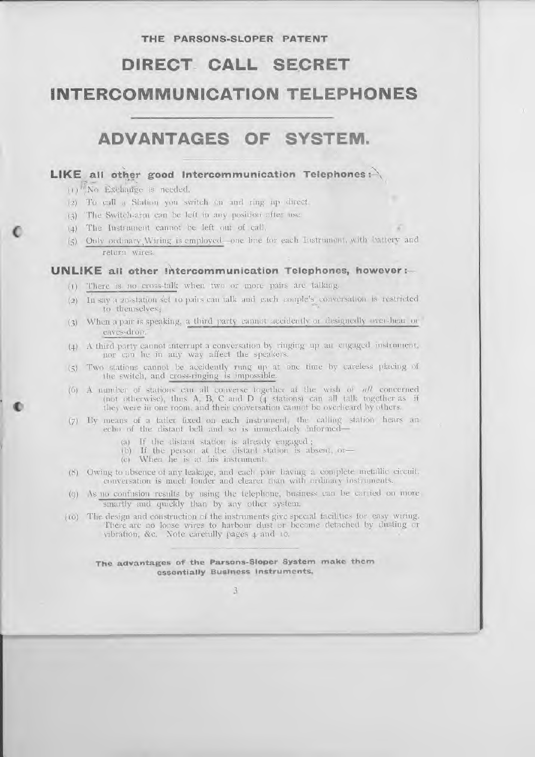THE PARSONS-SLOPER PATENT

# DIRECT CALL SECRET INTERCOMMUNICATION TELEPHONES

## ADVANTAGES OF SYSTEM.

### LIKE all other good Intercommunication Telephones:—

(1) No Exchange is needed.

(2) To call a Station you switch on and ring up direct.

(3) The Switch-arm can be left in any position after use.

(4) The Instrument cannot be left out of call.

(5) Only ordinary Wiring is employed—one line for each Instrument, with battery and return wires.

### UNLIKE all other Intercommunication Telephones, however:—

(1) There is no cross-talk when two or more pairs are talking.

(2) In say a 20-station set 10 pairs can talk and each couple's conversation is restricted to themselves.

(3) When a pair is speaking, a third party cannot accidently or designedly over-hear or eaves-drop.

(4) A third party cannot interrupt a conversation by ringing up an engaged instrument, nor can he in any way affect the speakers.

(5) Two stations cannot be accidently rung up at one time by careless placing of the switch, and cross-ringing is impossible.

(6) A number of stations can all converse together at the wish of *all* concerned (not otherwise), thus A, B, C and D (4 stations) can all talk together as if they were in one room, and their conversation cannot be overheard by others.

(7) By means of a tatler fixed on each instrument, the calling station hears an echo of the distant bell and so is immediately informed—

   (a) If the distant station is already engaged;
   (b) If the person at the distant station is absent, or—
   (c) When he is at his instrument.

(8) Owing to absence of any leakage, and each pair having a complete metallic circuit, conversation is much louder and clearer than with ordinary instruments.

(9) As no confusion results by using the telephone, business can be carried on more smartly and quickly than by any other system.

(10) The design and construction of the instruments give special facilities for easy wiring. There are no loose wires to harbour dust or become detached by dusting or vibration, &c. Note carefully pages 4 and 10.

**The advantages of the Parsons-Sloper System make them essentially Business Instruments.**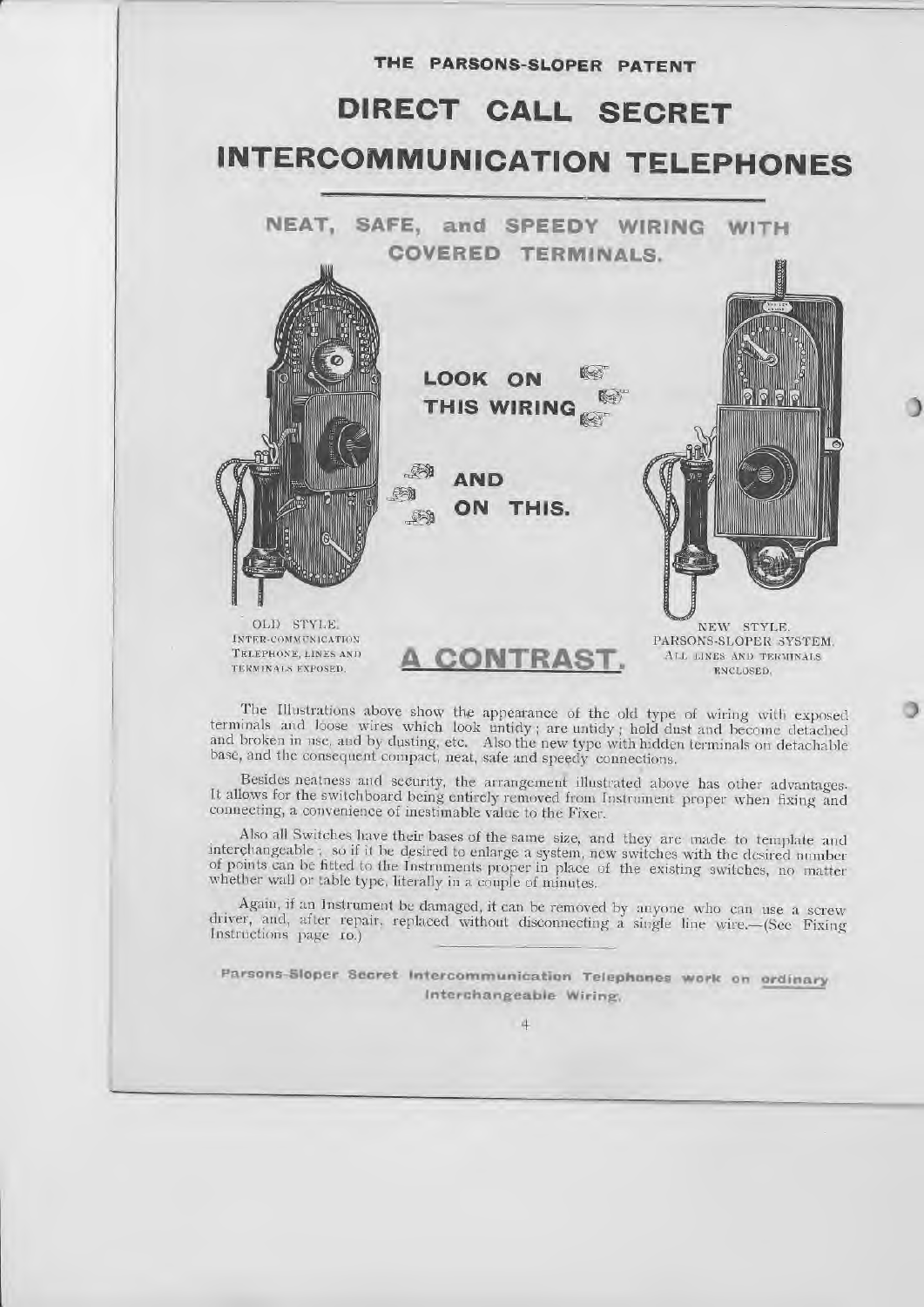THE PARSONS-SLOPER PATENT

# DIRECT CALL SECRET INTERCOMMUNICATION TELEPHONES

## NEAT, SAFE, and SPEEDY WIRING WITH COVERED TERMINALS.

**LOOK ON THIS WIRING**

**AND ON THIS.**

OLD STYLE. INTER-COMMUNICATION TELEPHONE, LINES AND TERMINALS EXPOSED.

## A CONTRAST.

NEW STYLE. PARSONS-SLOPER SYSTEM. ALL LINES AND TERMINALS ENCLOSED.

The Illustrations above show the appearance of the old type of wiring with exposed terminals and loose wires which look untidy; are untidy; hold dust and become detached and broken in use, and by dusting, etc. Also the new type with hidden terminals on detachable base, and the consequent compact, neat, safe and speedy connections.

Besides neatness and security, the arrangement illustrated above has other advantages. It allows for the switchboard being entirely removed from Instrument proper when fixing and connecting, a convenience of inestimable value to the Fixer.

Also all Switches have their bases of the same size, and they are made to template and interchangeable; so if it be desired to enlarge a system, new switches with the desired number of points can be fitted to the Instruments proper in place of the existing switches, no matter whether wall or table type, literally in a couple of minutes.

Again, if an Instrument be damaged, it can be removed by anyone who can use a screw driver, and, after repair, replaced without disconnecting a single line wire.—(See Fixing Instructions page 10.)

**Parsons-Sloper Secret Intercommunication Telephones work on ordinary Interchangeable Wiring.**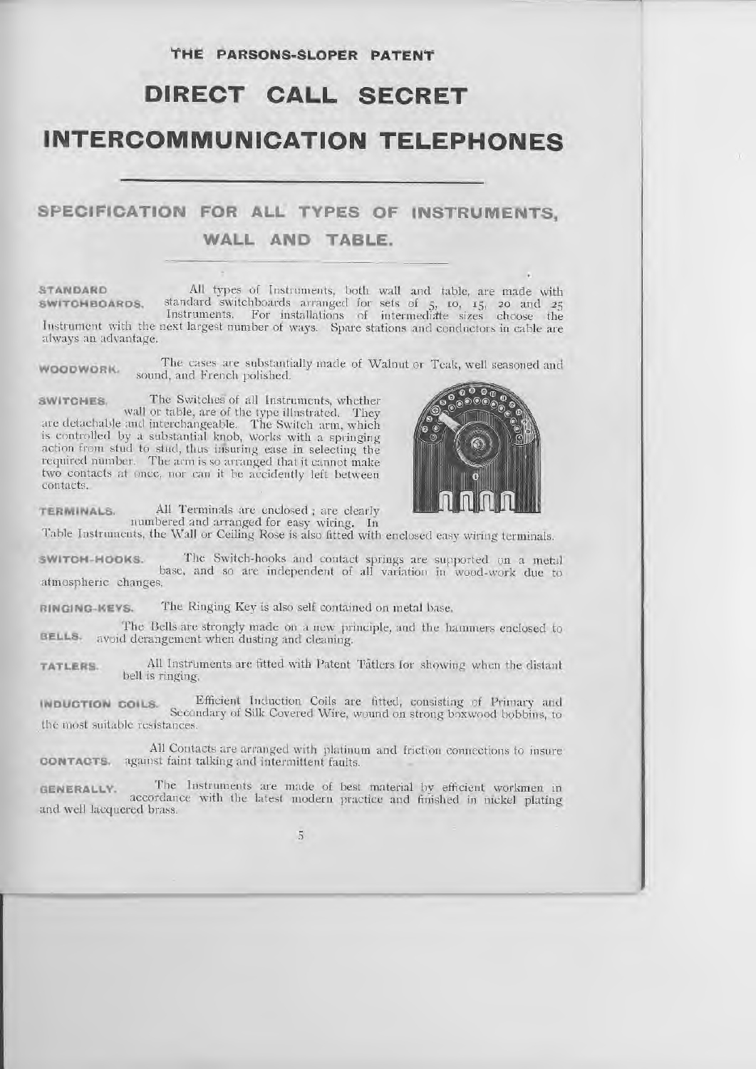THE PARSONS-SLOPER PATENT

# DIRECT CALL SECRET INTERCOMMUNICATION TELEPHONES

## SPECIFICATION FOR ALL TYPES OF INSTRUMENTS, WALL AND TABLE.

**STANDARD SWITCHBOARDS.** All types of Instruments, both wall and table, are made with standard switchboards arranged for sets of 5, 10, 15, 20 and 25 Instruments. For installations of intermediate sizes choose the Instrument with the next largest number of ways. Spare stations and conductors in cable are always an advantage.

**WOODWORK.** The cases are substantially made of Walnut or Teak, well seasoned and sound, and French polished.

**SWITCHES.** The Switches of all Instruments, whether wall or table, are of the type illustrated. They are detachable and interchangeable. The Switch arm, which is controlled by a substantial knob, works with a springing action from stud to stud, thus insuring ease in selecting the required number. The arm is so arranged that it cannot make two contacts at once, nor can it be accidently left between contacts.

**TERMINALS.** All Terminals are enclosed; are clearly numbered and arranged for easy wiring. In Table Instruments, the Wall or Ceiling Rose is also fitted with enclosed easy wiring terminals.

**SWITCH-HOOKS.** The Switch-hooks and contact springs are supported on a metal base, and so are independent of all variation in wood-work due to atmospheric changes.

**RINGING-KEYS.** The Ringing Key is also self contained on metal base.

**BELLS.** The Bells are strongly made on a new principle, and the hammers enclosed to avoid derangement when dusting and cleaning.

**TATLERS.** All Instruments are fitted with Patent Tâtlers for showing when the distant bell is ringing.

**INDUCTION COILS.** Efficient Induction Coils are fitted, consisting of Primary and Secondary of Silk Covered Wire, wound on strong boxwood bobbins, to the most suitable resistances.

**CONTACTS.** All Contacts are arranged with platinum and friction connections to insure against faint talking and intermittent faults.

**GENERALLY.** The Instruments are made of best material by efficient workmen in accordance with the latest modern practice and finished in nickel plating and well lacquered brass.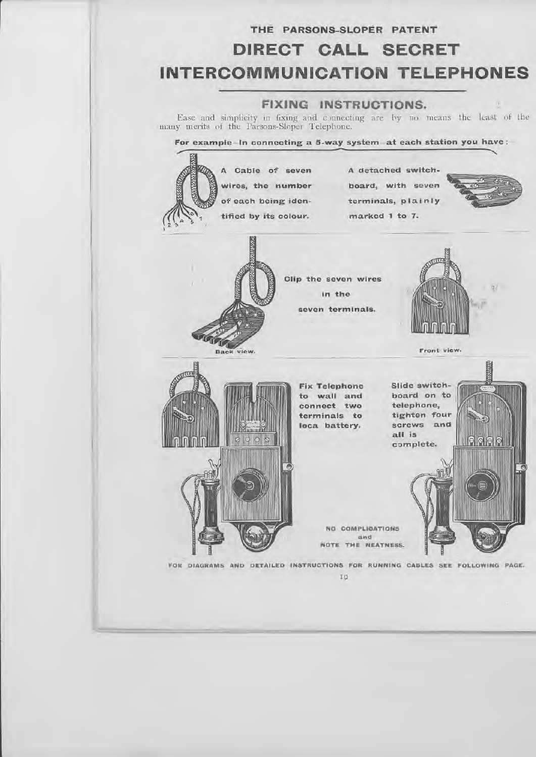THE PARSONS-SLOPER PATENT

# DIRECT CALL SECRET INTERCOMMUNICATION TELEPHONES

## FIXING INSTRUCTIONS.

Ease and simplicity in fixing and connecting are by no means the least of the many merits of the Parsons-Sloper Telephone.

**For example—In connecting a 5-way system—at each station you have:—**

A Cable of seven wires, the number of each being identified by its colour.

A detached switchboard, with seven terminals, plainly marked 1 to 7.

Clip the seven wires in the seven terminals.

Back view.

Front view.

Fix Telephone to wall and connect two terminals to loca battery.

Slide switchboard on to telephone, tighten four screws and all is complete.

NO COMPLICATIONS and NOTE THE NEATNESS.

FOR DIAGRAMS AND DETAILED INSTRUCTIONS FOR RUNNING CABLES SEE FOLLOWING PAGE.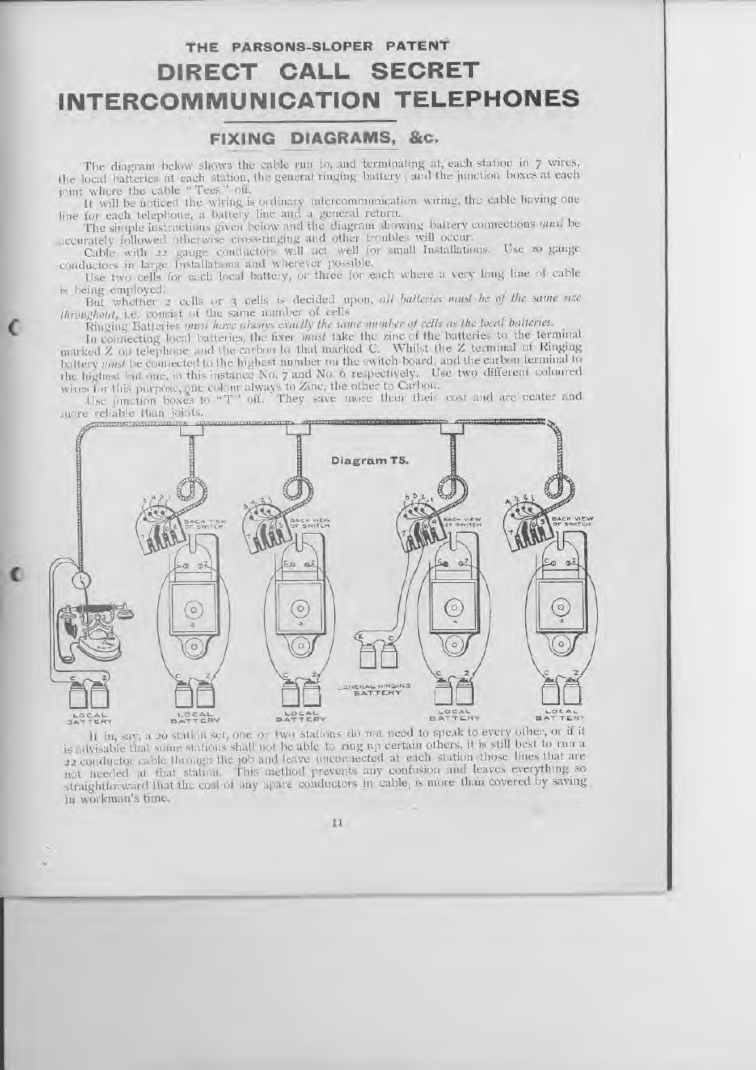THE PARSONS-SLOPER PATENT

# DIRECT CALL SECRET INTERCOMMUNICATION TELEPHONES

## FIXING DIAGRAMS, &c.

The diagram below shows the cable run to, and terminating at, each station in 7 wires, the local batteries at each station, the general ringing battery; and the junction boxes at each joint where the cable "Tees" off.

It will be noticed the wiring is ordinary intercommunication wiring, the cable having one line for each telephone, a battery line and a general return.

The simple instructions given below and the diagram showing battery connections *must* be accurately followed otherwise cross-ringing and other troubles will occur.

Cable with 22 gauge conductors will act well for small Installations. Use 20 gauge conductors in large Installations and wherever possible.

Use two cells for each local battery, or three for each where a very long line of cable is being employed.

But whether 2 cells or 3 cells is decided upon, *all batteries must be of the same size throughout*, i.e. consist of the same number of cells.

Ringing Batteries *must have always exactly the same number of cells as the local batteries.*

In connecting local batteries, the fixer *must* take the zinc of the batteries to the terminal marked Z on telephone and the carbon to that marked C. Whilst the Z terminal of Ringing battery *must* be connected to the highest number on the switch-board, and the carbon terminal to the highest but one, in this instance No. 7 and No. 6 respectively. Use two different coloured wires for this purpose, one colour always to Zinc, the other to Carbon.

Use junction boxes to "T" off. They save more than their cost and are neater and more reliable than joints.

Diagram T5.

If in, say, a 20 station set, one or two stations do not need to speak to every other, or if it is advisable that some stations shall not be able to ring up certain others, it is still best to run a 22 conductor cable through the job and leave unconnected at each station those lines that are not needed at that station. This method prevents any confusion and leaves everything so straightforward that the cost of any spare conductors in cable, is more than covered by saving in workman's time.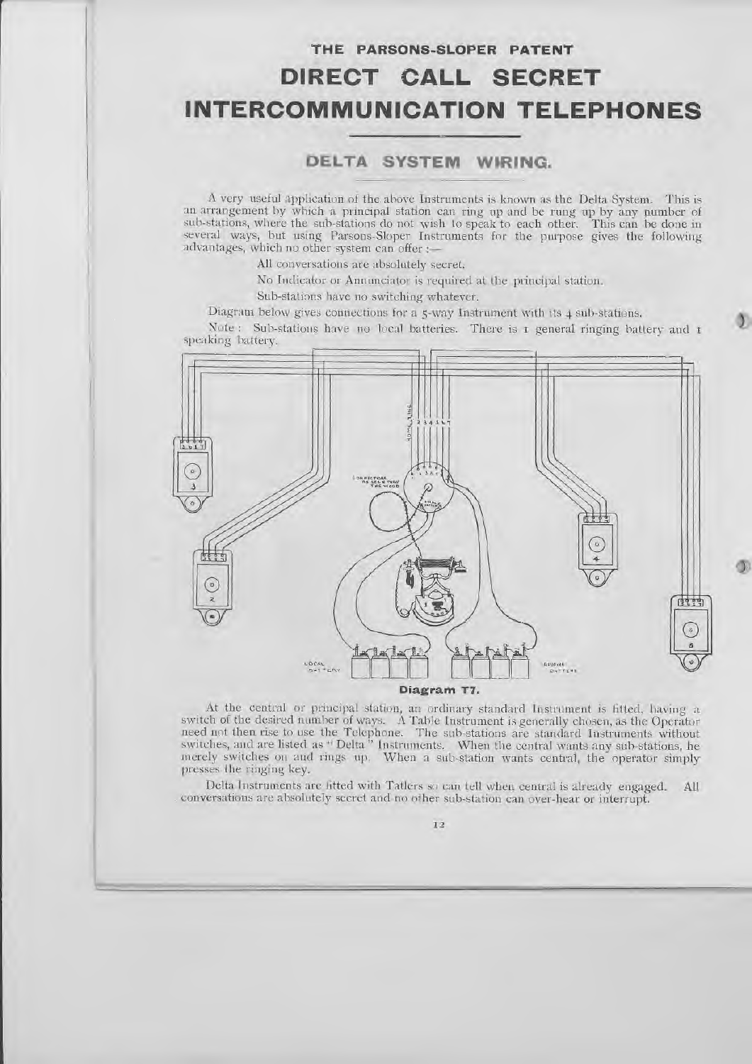# THE PARSONS-SLOPER PATENT

# DIRECT CALL SECRET INTERCOMMUNICATION TELEPHONES

## DELTA SYSTEM WIRING.

A very useful application of the above Instruments is known as the Delta System. This is an arrangement by which a principal station can ring up and be rung up by any number of sub-stations, where the sub-stations do not wish to speak to each other. This can be done in several ways, but using Parsons-Sloper Instruments for the purpose gives the following advantages, which no other system can offer :—

All conversations are absolutely secret.

No Indicator or Annunciator is required at the principal station.

Sub-stations have no switching whatever.

Diagram below gives connections for a 5-way Instrument with its 4 sub-stations.

Note : Sub-stations have no local batteries. There is 1 general ringing battery and 1 speaking battery.

**Diagram T7.**

At the central or principal station, an ordinary standard Instrument is fitted, having a switch of the desired number of ways. A Table Instrument is generally chosen, as the Operator need not then rise to use the Telephone. The sub-stations are standard Instruments without switches, and are listed as "Delta" Instruments. When the central wants any sub-stations, he merely switches on and rings up. When a sub-station wants central, the operator simply presses the ringing key.

Delta Instruments are fitted with Tatlers so can tell when central is already engaged. All conversations are absolutely secret and no other sub-station can over-hear or interrupt.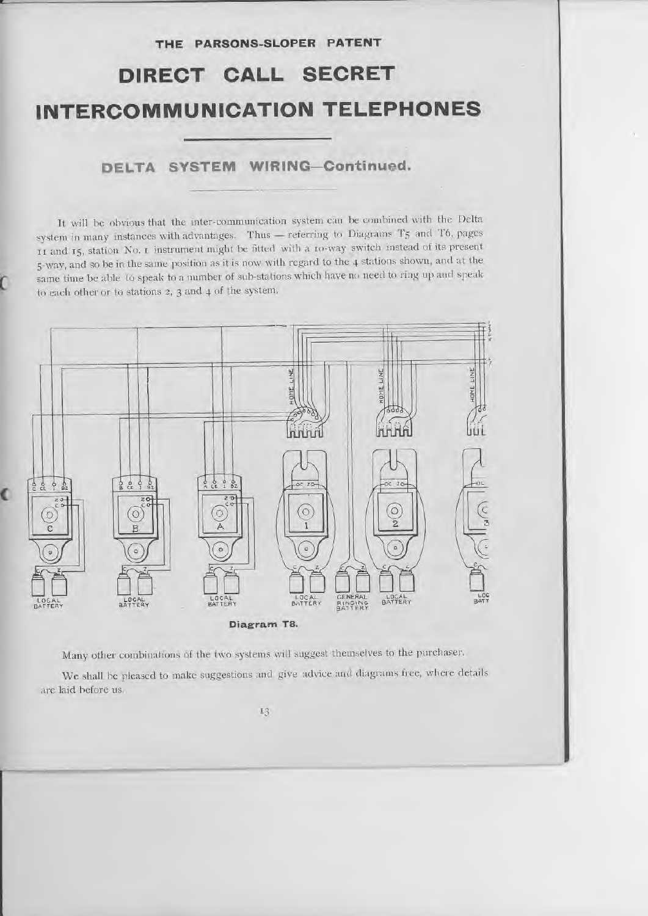THE PARSONS-SLOPER PATENT

# DIRECT CALL SECRET INTERCOMMUNICATION TELEPHONES

## DELTA SYSTEM WIRING—Continued.

It will be obvious that the inter-communication system can be combined with the Delta system in many instances with advantages. Thus — referring to Diagrams T5 and T6, pages 11 and 15, station No. 1 instrument might be fitted with a 10-way switch instead of its present 5-way, and so be in the same position as it is now with regard to the 4 stations shown, and at the same time be able to speak to a number of sub-stations which have no need to ring up and speak to each other or to stations 2, 3 and 4 of the system.

**Diagram T8.**

Many other combinations of the two systems will suggest themselves to the purchaser.

We shall be pleased to make suggestions and give advice and diagrams free, where details are laid before us.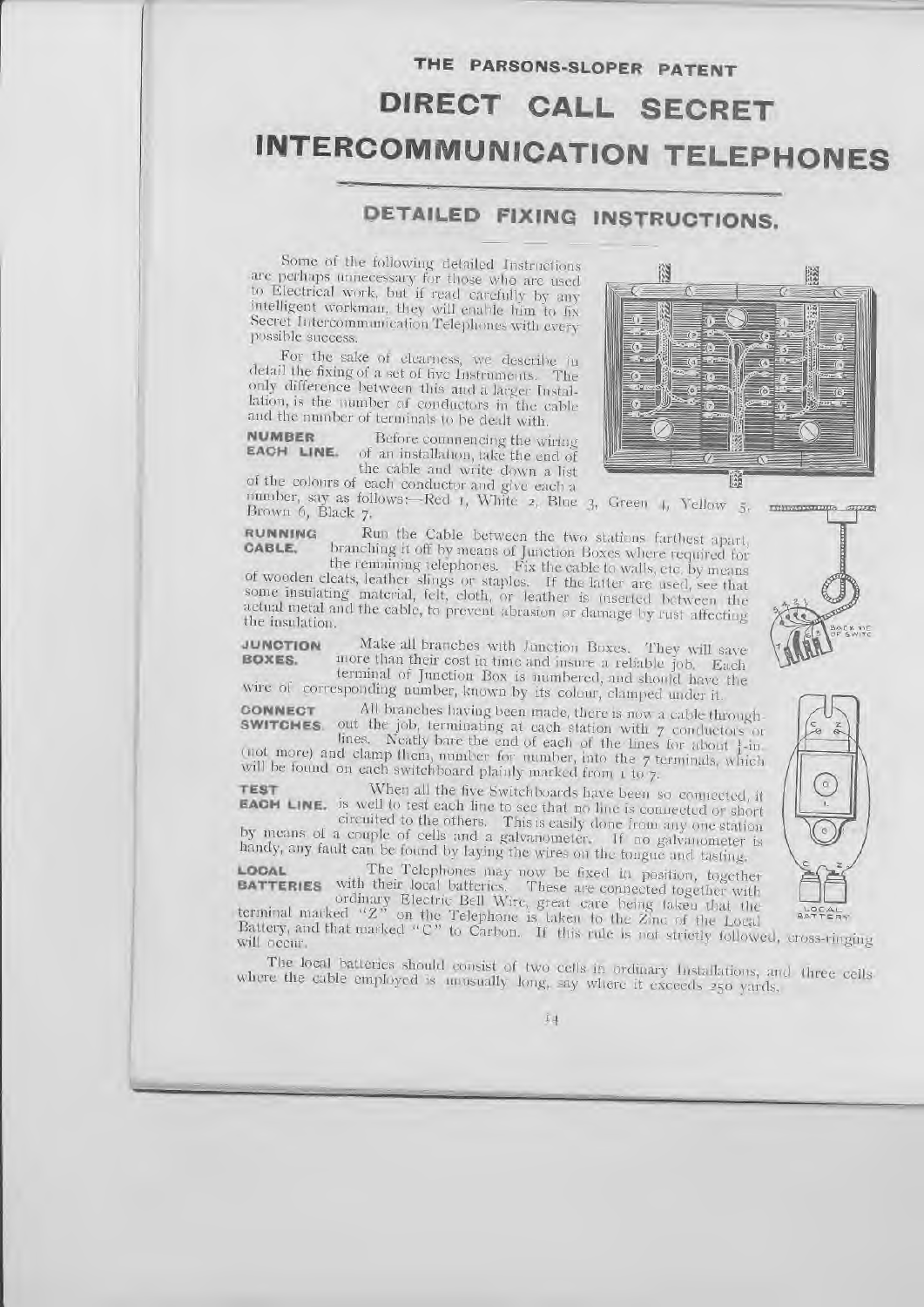THE PARSONS-SLOPER PATENT

# DIRECT CALL SECRET INTERCOMMUNICATION TELEPHONES

## DETAILED FIXING INSTRUCTIONS.

Some of the following detailed Instructions are perhaps unnecessary for those who are used to Electrical work, but if read carefully by any intelligent workman, they will enable him to fix Secret Intercommunication Telephones with every possible success.

For the sake of clearness, we describe in detail the fixing of a set of five Instruments. The only difference between this and a larger Installation, is the number of conductors in the cable and the number of terminals to be dealt with.

**NUMBER EACH LINE.** Before commencing the wiring of an installation, take the end of the cable and write down a list of the colours of each conductor and give each a number, say as follows:—Red 1, White 2, Blue 3, Green 4, Yellow 5, Brown 6, Black 7.

**RUNNING CABLE.** Run the Cable between the two stations farthest apart, branching it off by means of Junction Boxes where required for the remaining telephones. Fix the cable to walls, etc. by means of wooden cleats, leather slings or staples. If the latter are used, see that some insulating material, felt, cloth, or leather is inserted between the actual metal and the cable, to prevent abrasion or damage by rust affecting the insulation.

**JUNCTION BOXES.** Make all branches with Junction Boxes. They will save more than their cost in time and insure a reliable job. Each terminal of Junction Box is numbered, and should have the wire of corresponding number, known by its colour, clamped under it.

**CONNECT SWITCHES.** All branches having been made, there is now a cable throughout the job, terminating at each station with 7 conductors or lines. Neatly bare the end of each of the lines for about ½-in. (not more) and clamp them, number for number, into the 7 terminals, which will be found on each switchboard plainly marked from 1 to 7.

**TEST EACH LINE.** When all the five Switchboards have been so connected, it is well to test each line to see that no line is connected or short circuited to the others. This is easily done from any one station by means of a couple of cells and a galvanometer. If no galvanometer is handy, any fault can be found by laying the wires on the tongue and tasting.

**LOCAL BATTERIES** The Telephones may now be fixed in position, together with their local batteries. These are connected together with ordinary Electric Bell Wire, great care being taken that the terminal marked "Z" on the Telephone is taken to the Zinc of the Local Battery, and that marked "C" to Carbon. If this rule is not strictly followed, cross-ringing will occur.

The local batteries should consist of two cells in ordinary Installations, and three cells where the cable employed is unusually long, say where it exceeds 250 yards.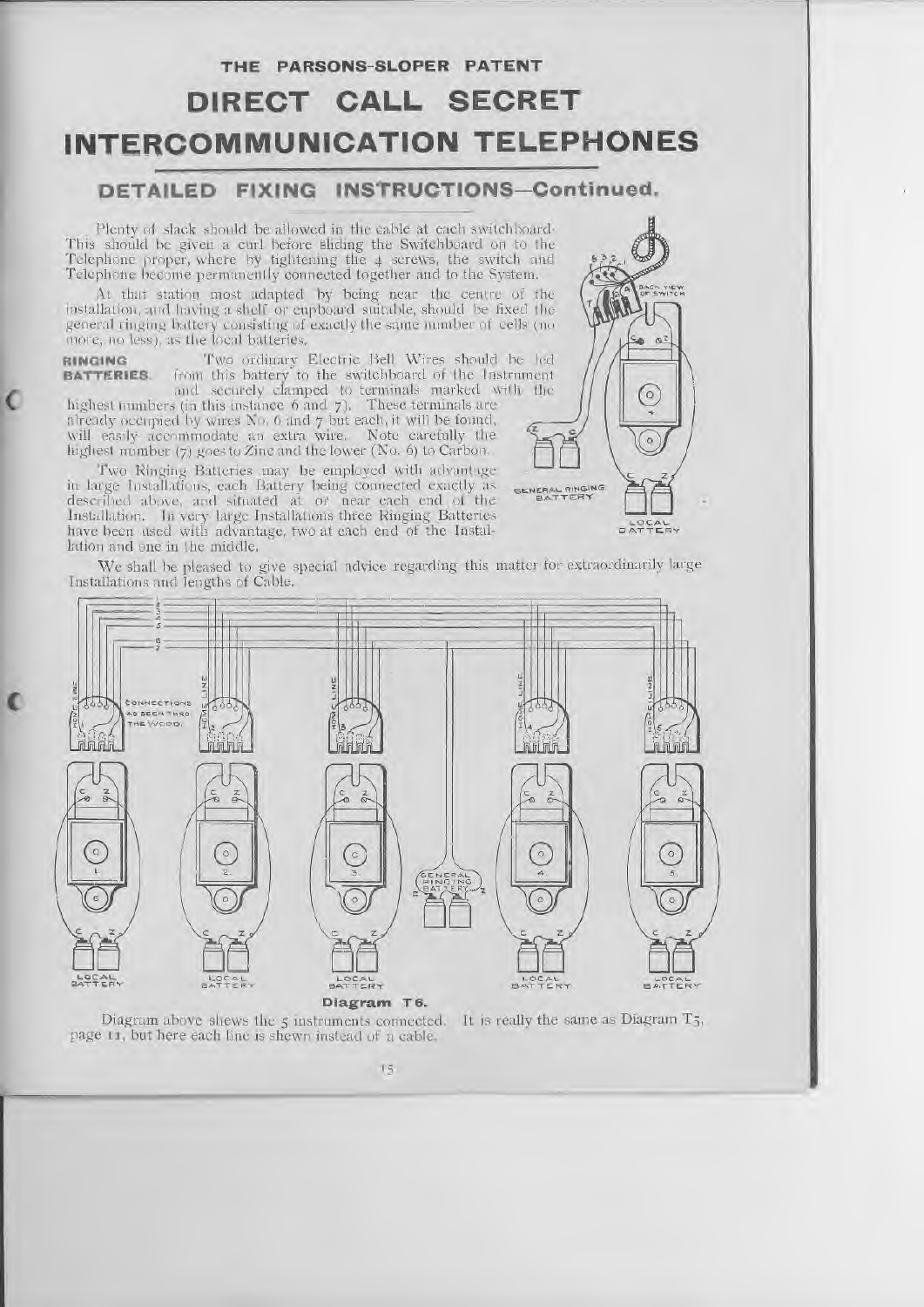THE PARSONS-SLOPER PATENT

# DIRECT CALL SECRET INTERCOMMUNICATION TELEPHONES

## DETAILED FIXING INSTRUCTIONS—Continued.

Plenty of slack should be allowed in the cable at each switchboard. This should be given a curl before sliding the Switchboard on to the Telephone proper, where by tightening the 4 screws, the switch and Telephone become permanently connected together and to the System.

At that station most adapted by being near the centre of the installation, and having a shelf or cupboard suitable, should be fixed the general ringing battery consisting of exactly the same number of cells (no more, no less), as the local batteries.

**RINGING BATTERIES.** Two ordinary Electric Bell Wires should be led from this battery to the switchboard of the Instrument and securely clamped to terminals marked with the highest numbers (in this instance 6 and 7). These terminals are already occupied by wires No. 6 and 7 but each, it will be found, will easily accommodate an extra wire. Note carefully the highest number (7) goes to Zinc and the lower (No. 6) to Carbon.

Two Ringing Batteries may be employed with advantage in large Installations, each Battery being connected exactly as described above, and situated at or near each end of the Installation. In very large Installations three Ringing Batteries have been used with advantage, two at each end of the Installation and one in the middle.

BACK VIEW OF SWITCH

GENERAL RINGING BATTERY

LOCAL BATTERY

We shall be pleased to give special advice regarding this matter for extraordinarily large Installations and lengths of Cable.

HOME LINE

CONNECTIONS AS SEEN THRO' THE WOOD.

GENERAL RINGING BATTERY

LOCAL BATTERY

**Diagram T6.**

Diagram above shews the 5 instruments connected. It is really the same as Diagram T5, page 11, but here each line is shewn instead of a cable.